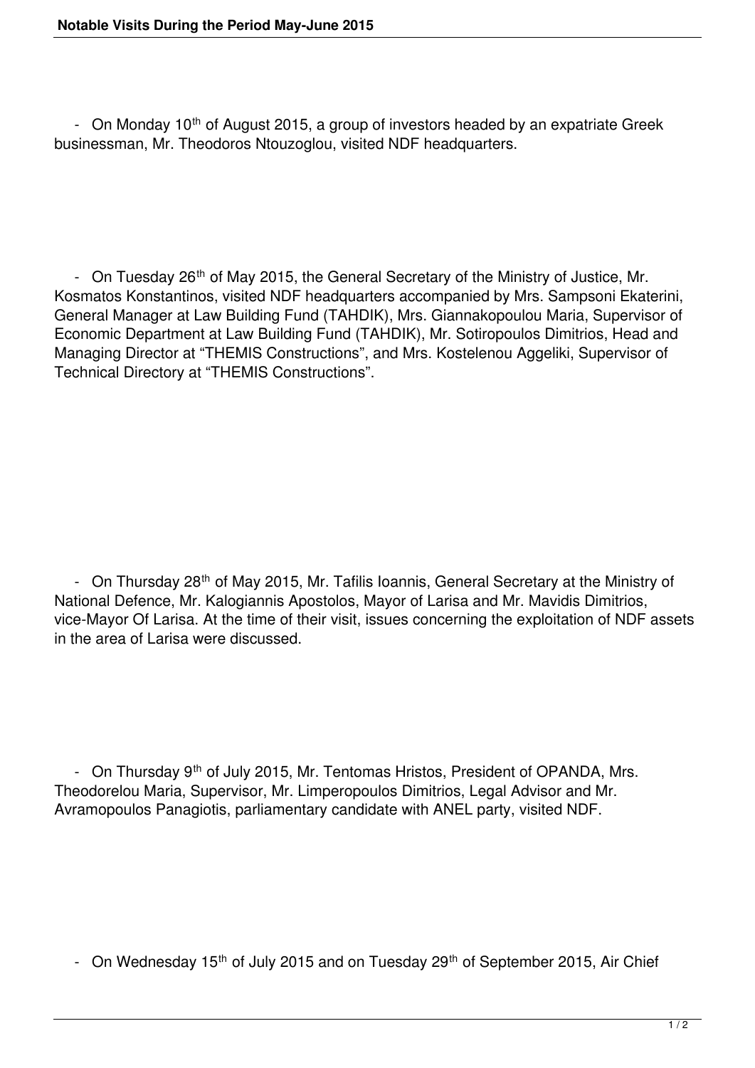- On Monday 10th of August 2015, a group of investors headed by an expatriate Greek businessman, Mr. Theodoros Ntouzoglou, visited NDF headquarters.

- On Tuesday 26th of May 2015, the General Secretary of the Ministry of Justice, Mr. Kosmatos Konstantinos, visited NDF headquarters accompanied by Mrs. Sampsoni Ekaterini, General Manager at Law Building Fund (TAHDIK), Mrs. Giannakopoulou Maria, Supervisor of Economic Department at Law Building Fund (TAHDIK), Mr. Sotiropoulos Dimitrios, Head and Managing Director at "THEMIS Constructions", and Mrs. Kostelenou Aggeliki, Supervisor of Technical Directory at "THEMIS Constructions".

- On Thursday 28th of May 2015, Mr. Tafilis Ioannis, General Secretary at the Ministry of National Defence, Mr. Kalogiannis Apostolos, Mayor of Larisa and Mr. Mavidis Dimitrios, vice-Mayor Of Larisa. At the time of their visit, issues concerning the exploitation of NDF assets in the area of Larisa were discussed.

- On Thursday 9th of July 2015, Mr. Tentomas Hristos, President of OPANDA, Mrs. Theodorelou Maria, Supervisor, Mr. Limperopoulos Dimitrios, Legal Advisor and Mr. Avramopoulos Panagiotis, parliamentary candidate with ANEL party, visited NDF.

- On Wednesday 15th of July 2015 and on Tuesday 29th of September 2015, Air Chief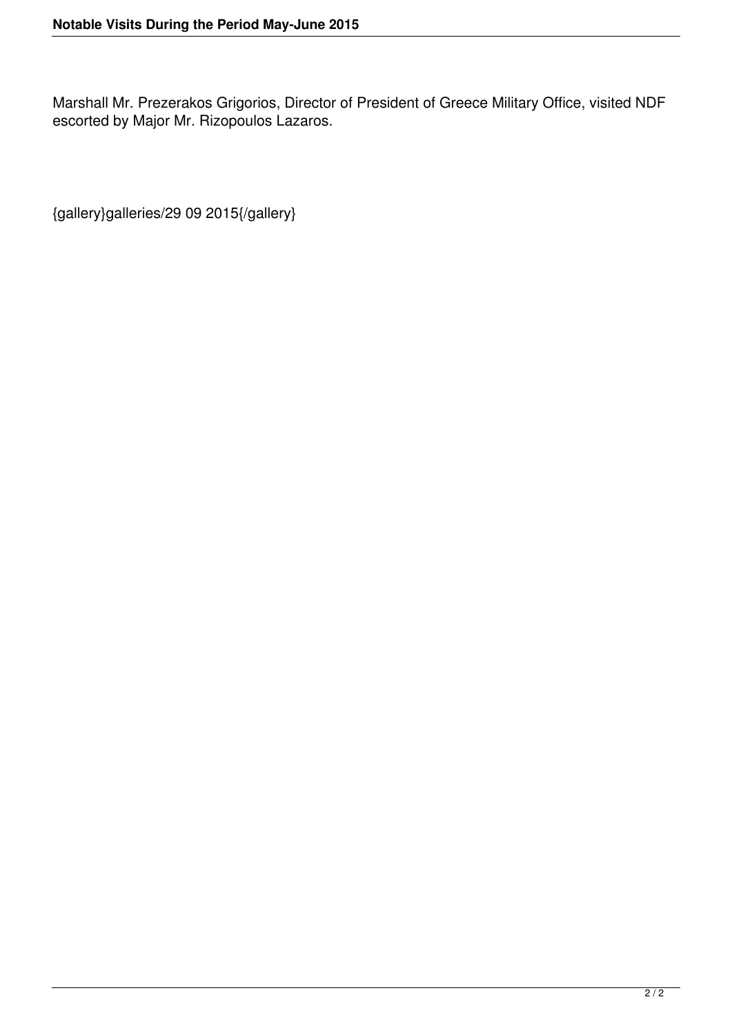Marshall Mr. Prezerakos Grigorios, Director of President of Greece Military Office, visited NDF escorted by Major Mr. Rizopoulos Lazaros.

{gallery}galleries/29 09 2015{/gallery}